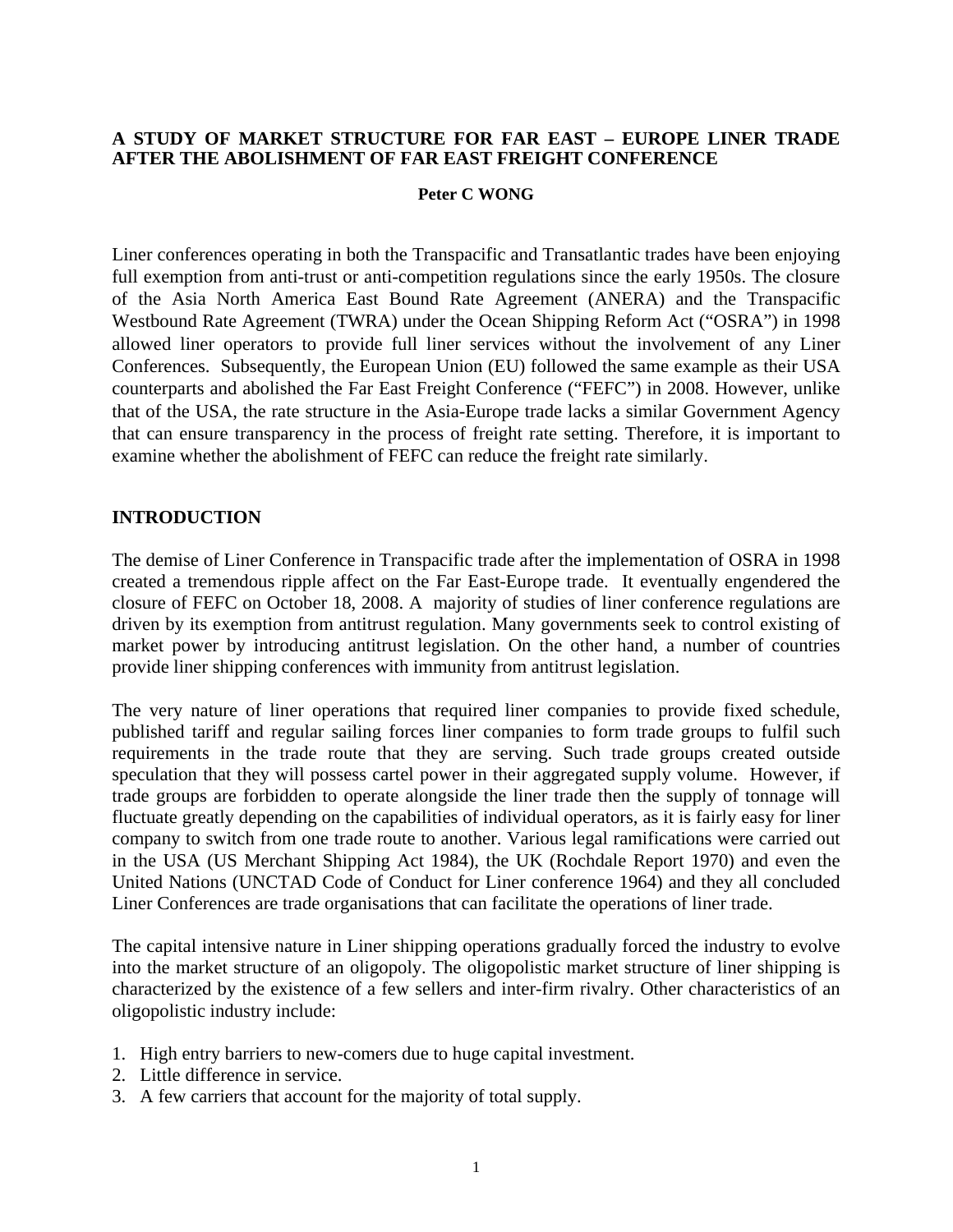# A STUDY OF MARKET STRUCTURE FOR FAR EAST – EUROPE LINER TRADE AFTER THE ABOLISHMENT OF FAR EAST FREIGHT CONFERENCE

**Peter C WONG**

Liner conferences operating in both the Transpacific and Transatlantic trades have been enjoying full exemption from anti-trust or anti-competition regulations since the early 1950s. The closure of the Asia North America East Bound Rate Agreement (ANERA) and the Transpacific Westbound Rate Agreement (TWRA) under the Ocean Shipping Reform Act ("OSRA") in 1998 allowed liner operators to provide full liner services without the involvement of any Liner Conferences. Subsequently, the European Union (EU) followed the same example as their USA counterparts and abolished the Far East Freight Conference ("FEFC") in 2008. However, unlike that of the USA, the rate structure in the Asia-Europe trade lacks a similar Government Agency that can ensure transparency in the process of freight rate setting. Therefore, it is important to examine whether the abolishment of FEFC can reduce the freight rate similarly.

## INTRODUCTION

The demise of Liner Conference in Transpacific trade after the implementation of OSRA in 1998 created a tremendous ripple affect on the Far East-Europe trade. It eventually engendered the closure of FEFC on October 18, 2008. A majority of studies of liner conference regulations are driven by its exemption from antitrust regulation. Many governments seek to control existing of market power by introducing antitrust legislation. On the other hand, a number of countries provide liner shipping conferences with immunity from antitrust legislation.

The very nature of liner operations that required liner companies to provide fixed schedule, published tariff and regular sailing forces liner companies to form trade groups to fulfil such requirements in the trade route that they are serving. Such trade groups created outside speculation that they will possess cartel power in their aggregated supply volume. However, if trade groups are forbidden to operate alongside the liner trade then the supply of tonnage will fluctuate greatly depending on the capabilities of individual operators, as it is fairly easy for liner company to switch from one trade route to another. Various legal ramifications were carried out in the USA (US Merchant Shipping Act 1984), the UK (Rochdale Report 1970) and even the United Nations (UNCTAD Code of Conduct for Liner conference 1964) and they all concluded Liner Conferences are trade organisations that can facilitate the operations of liner trade.

The capital intensive nature in Liner shipping operations gradually forced the industry to evolve into the market structure of an oligopoly. The oligopolistic market structure of liner shipping is characterized by the existence of a few sellers and inter-firm rivalry. Other characteristics of an oligopolistic industry include:

1. High entry barriers to new-comers due to huge capital investment.
2. Little difference in service.
3. A few carriers that account for the majority of total supply.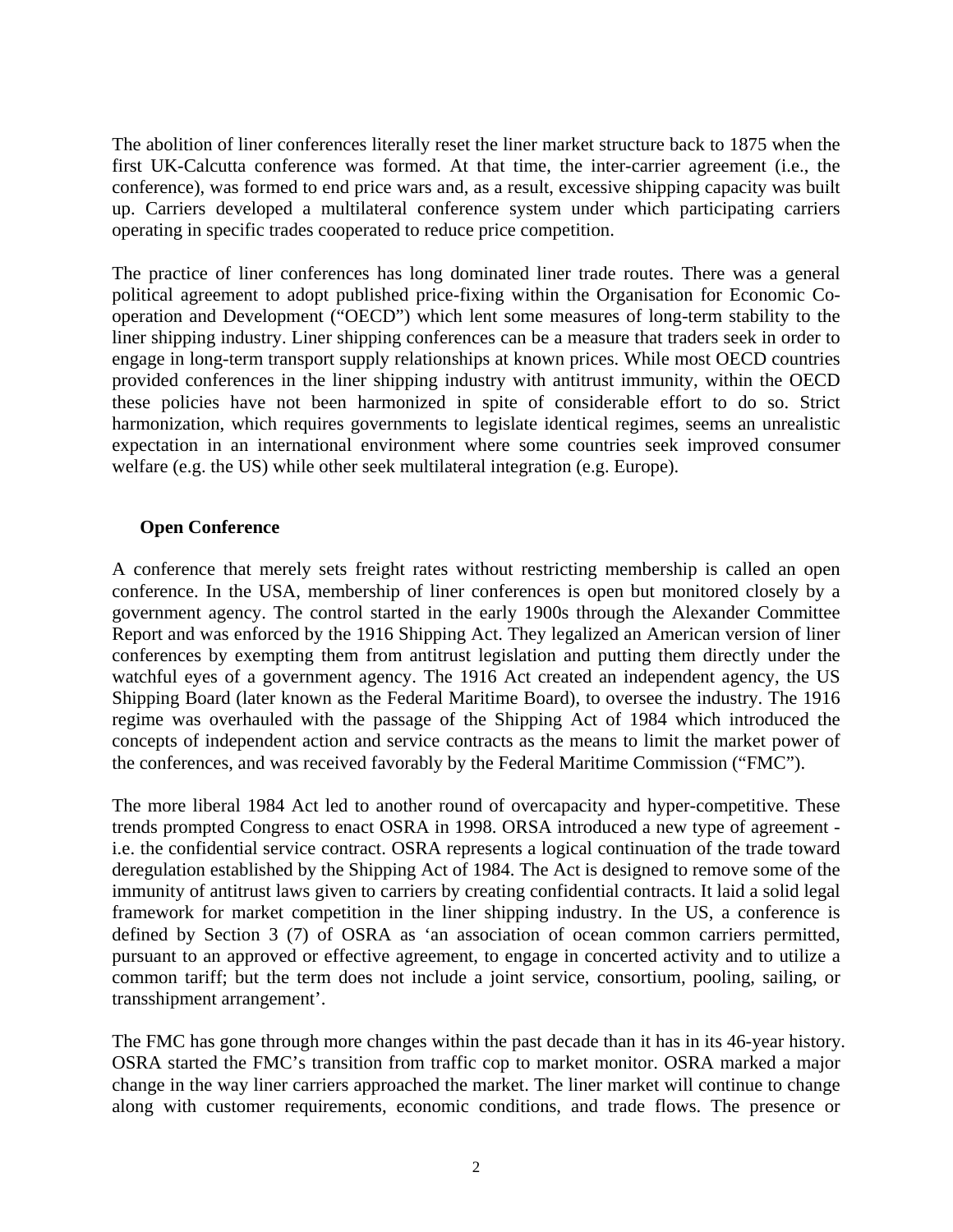The abolition of liner conferences literally reset the liner market structure back to 1875 when the first UK-Calcutta conference was formed. At that time, the inter-carrier agreement (i.e., the conference), was formed to end price wars and, as a result, excessive shipping capacity was built up. Carriers developed a multilateral conference system under which participating carriers operating in specific trades cooperated to reduce price competition.

The practice of liner conferences has long dominated liner trade routes. There was a general political agreement to adopt published price-fixing within the Organisation for Economic Co-operation and Development ("OECD") which lent some measures of long-term stability to the liner shipping industry. Liner shipping conferences can be a measure that traders seek in order to engage in long-term transport supply relationships at known prices. While most OECD countries provided conferences in the liner shipping industry with antitrust immunity, within the OECD these policies have not been harmonized in spite of considerable effort to do so. Strict harmonization, which requires governments to legislate identical regimes, seems an unrealistic expectation in an international environment where some countries seek improved consumer welfare (e.g. the US) while other seek multilateral integration (e.g. Europe).

**Open Conference**

A conference that merely sets freight rates without restricting membership is called an open conference. In the USA, membership of liner conferences is open but monitored closely by a government agency. The control started in the early 1900s through the Alexander Committee Report and was enforced by the 1916 Shipping Act. They legalized an American version of liner conferences by exempting them from antitrust legislation and putting them directly under the watchful eyes of a government agency. The 1916 Act created an independent agency, the US Shipping Board (later known as the Federal Maritime Board), to oversee the industry. The 1916 regime was overhauled with the passage of the Shipping Act of 1984 which introduced the concepts of independent action and service contracts as the means to limit the market power of the conferences, and was received favorably by the Federal Maritime Commission ("FMC").

The more liberal 1984 Act led to another round of overcapacity and hyper-competitive. These trends prompted Congress to enact OSRA in 1998. ORSA introduced a new type of agreement - i.e. the confidential service contract. OSRA represents a logical continuation of the trade toward deregulation established by the Shipping Act of 1984. The Act is designed to remove some of the immunity of antitrust laws given to carriers by creating confidential contracts. It laid a solid legal framework for market competition in the liner shipping industry. In the US, a conference is defined by Section 3 (7) of OSRA as 'an association of ocean common carriers permitted, pursuant to an approved or effective agreement, to engage in concerted activity and to utilize a common tariff; but the term does not include a joint service, consortium, pooling, sailing, or transshipment arrangement'.

The FMC has gone through more changes within the past decade than it has in its 46-year history. OSRA started the FMC's transition from traffic cop to market monitor. OSRA marked a major change in the way liner carriers approached the market. The liner market will continue to change along with customer requirements, economic conditions, and trade flows. The presence or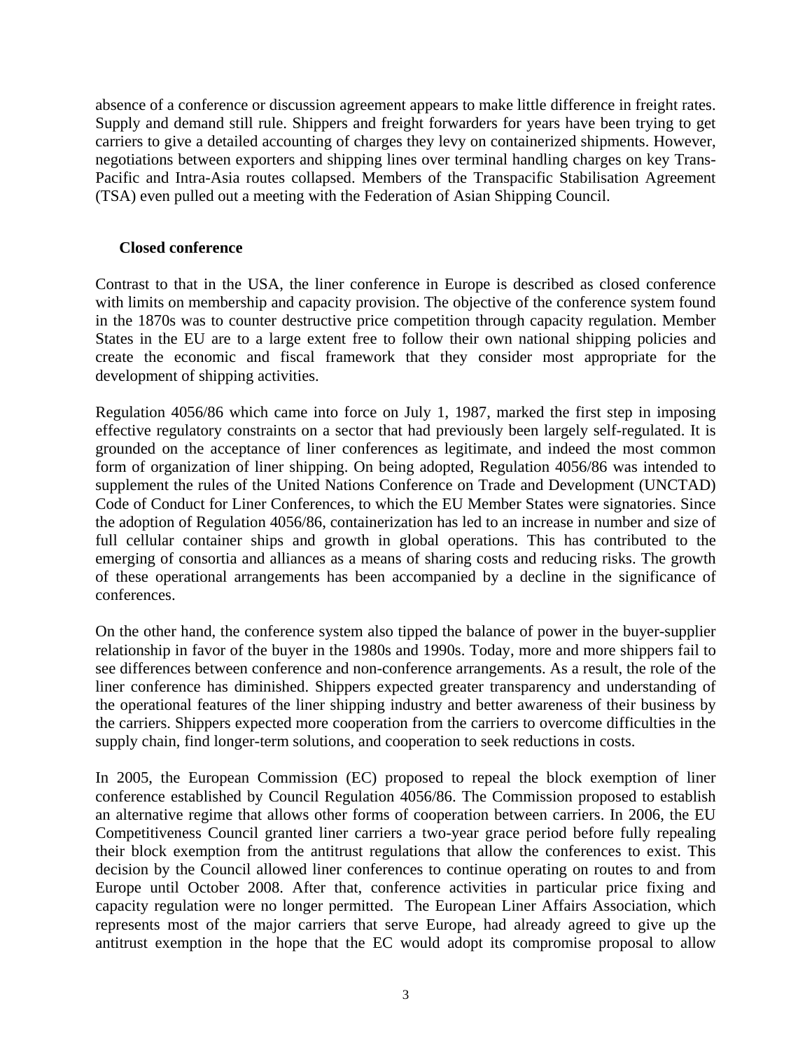absence of a conference or discussion agreement appears to make little difference in freight rates. Supply and demand still rule. Shippers and freight forwarders for years have been trying to get carriers to give a detailed accounting of charges they levy on containerized shipments. However, negotiations between exporters and shipping lines over terminal handling charges on key Trans-Pacific and Intra-Asia routes collapsed. Members of the Transpacific Stabilisation Agreement (TSA) even pulled out a meeting with the Federation of Asian Shipping Council.

### Closed conference

Contrast to that in the USA, the liner conference in Europe is described as closed conference with limits on membership and capacity provision. The objective of the conference system found in the 1870s was to counter destructive price competition through capacity regulation. Member States in the EU are to a large extent free to follow their own national shipping policies and create the economic and fiscal framework that they consider most appropriate for the development of shipping activities.

Regulation 4056/86 which came into force on July 1, 1987, marked the first step in imposing effective regulatory constraints on a sector that had previously been largely self-regulated. It is grounded on the acceptance of liner conferences as legitimate, and indeed the most common form of organization of liner shipping. On being adopted, Regulation 4056/86 was intended to supplement the rules of the United Nations Conference on Trade and Development (UNCTAD) Code of Conduct for Liner Conferences, to which the EU Member States were signatories. Since the adoption of Regulation 4056/86, containerization has led to an increase in number and size of full cellular container ships and growth in global operations. This has contributed to the emerging of consortia and alliances as a means of sharing costs and reducing risks. The growth of these operational arrangements has been accompanied by a decline in the significance of conferences.

On the other hand, the conference system also tipped the balance of power in the buyer-supplier relationship in favor of the buyer in the 1980s and 1990s. Today, more and more shippers fail to see differences between conference and non-conference arrangements. As a result, the role of the liner conference has diminished. Shippers expected greater transparency and understanding of the operational features of the liner shipping industry and better awareness of their business by the carriers. Shippers expected more cooperation from the carriers to overcome difficulties in the supply chain, find longer-term solutions, and cooperation to seek reductions in costs.

In 2005, the European Commission (EC) proposed to repeal the block exemption of liner conference established by Council Regulation 4056/86. The Commission proposed to establish an alternative regime that allows other forms of cooperation between carriers. In 2006, the EU Competitiveness Council granted liner carriers a two-year grace period before fully repealing their block exemption from the antitrust regulations that allow the conferences to exist. This decision by the Council allowed liner conferences to continue operating on routes to and from Europe until October 2008. After that, conference activities in particular price fixing and capacity regulation were no longer permitted. The European Liner Affairs Association, which represents most of the major carriers that serve Europe, had already agreed to give up the antitrust exemption in the hope that the EC would adopt its compromise proposal to allow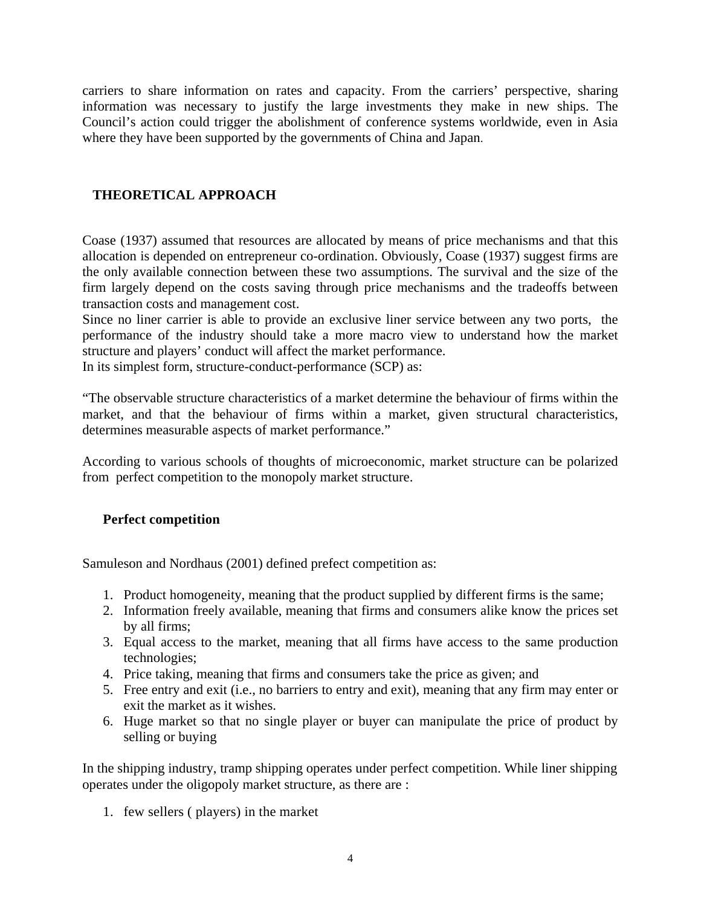carriers to share information on rates and capacity. From the carriers' perspective, sharing information was necessary to justify the large investments they make in new ships. The Council's action could trigger the abolishment of conference systems worldwide, even in Asia where they have been supported by the governments of China and Japan.

## THEORETICAL APPROACH

Coase (1937) assumed that resources are allocated by means of price mechanisms and that this allocation is depended on entrepreneur co-ordination. Obviously, Coase (1937) suggest firms are the only available connection between these two assumptions. The survival and the size of the firm largely depend on the costs saving through price mechanisms and the tradeoffs between transaction costs and management cost.

Since no liner carrier is able to provide an exclusive liner service between any two ports, the performance of the industry should take a more macro view to understand how the market structure and players' conduct will affect the market performance.

In its simplest form, structure-conduct-performance (SCP) as:

"The observable structure characteristics of a market determine the behaviour of firms within the market, and that the behaviour of firms within a market, given structural characteristics, determines measurable aspects of market performance."

According to various schools of thoughts of microeconomic, market structure can be polarized from perfect competition to the monopoly market structure.

### Perfect competition

Samuleson and Nordhaus (2001) defined prefect competition as:

1. Product homogeneity, meaning that the product supplied by different firms is the same;
2. Information freely available, meaning that firms and consumers alike know the prices set by all firms;
3. Equal access to the market, meaning that all firms have access to the same production technologies;
4. Price taking, meaning that firms and consumers take the price as given; and
5. Free entry and exit (i.e., no barriers to entry and exit), meaning that any firm may enter or exit the market as it wishes.
6. Huge market so that no single player or buyer can manipulate the price of product by selling or buying

In the shipping industry, tramp shipping operates under perfect competition. While liner shipping operates under the oligopoly market structure, as there are :

1. few sellers ( players) in the market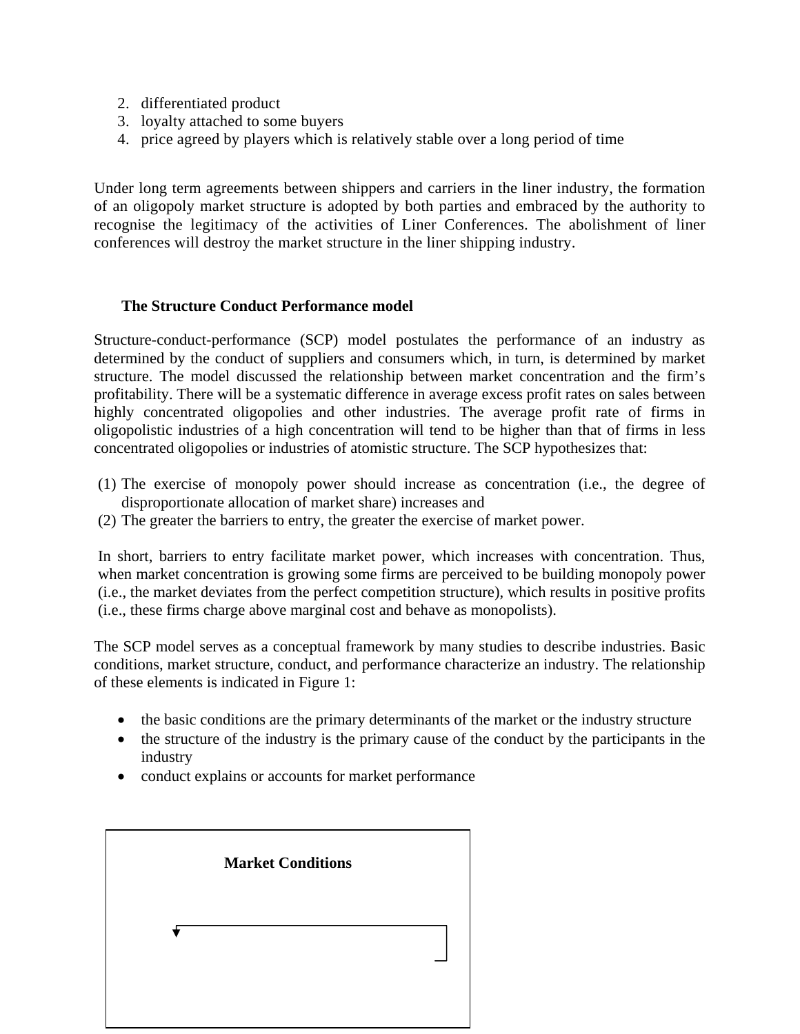2. differentiated product
3. loyalty attached to some buyers
4. price agreed by players which is relatively stable over a long period of time

Under long term agreements between shippers and carriers in the liner industry, the formation of an oligopoly market structure is adopted by both parties and embraced by the authority to recognise the legitimacy of the activities of Liner Conferences. The abolishment of liner conferences will destroy the market structure in the liner shipping industry.

### The Structure Conduct Performance model

Structure-conduct-performance (SCP) model postulates the performance of an industry as determined by the conduct of suppliers and consumers which, in turn, is determined by market structure. The model discussed the relationship between market concentration and the firm's profitability. There will be a systematic difference in average excess profit rates on sales between highly concentrated oligopolies and other industries. The average profit rate of firms in oligopolistic industries of a high concentration will tend to be higher than that of firms in less concentrated oligopolies or industries of atomistic structure. The SCP hypothesizes that:

(1) The exercise of monopoly power should increase as concentration (i.e., the degree of disproportionate allocation of market share) increases and
(2) The greater the barriers to entry, the greater the exercise of market power.

In short, barriers to entry facilitate market power, which increases with concentration. Thus, when market concentration is growing some firms are perceived to be building monopoly power (i.e., the market deviates from the perfect competition structure), which results in positive profits (i.e., these firms charge above marginal cost and behave as monopolists).

The SCP model serves as a conceptual framework by many studies to describe industries. Basic conditions, market structure, conduct, and performance characterize an industry. The relationship of these elements is indicated in Figure 1:

- the basic conditions are the primary determinants of the market or the industry structure
- the structure of the industry is the primary cause of the conduct by the participants in the industry
- conduct explains or accounts for market performance

Market Conditions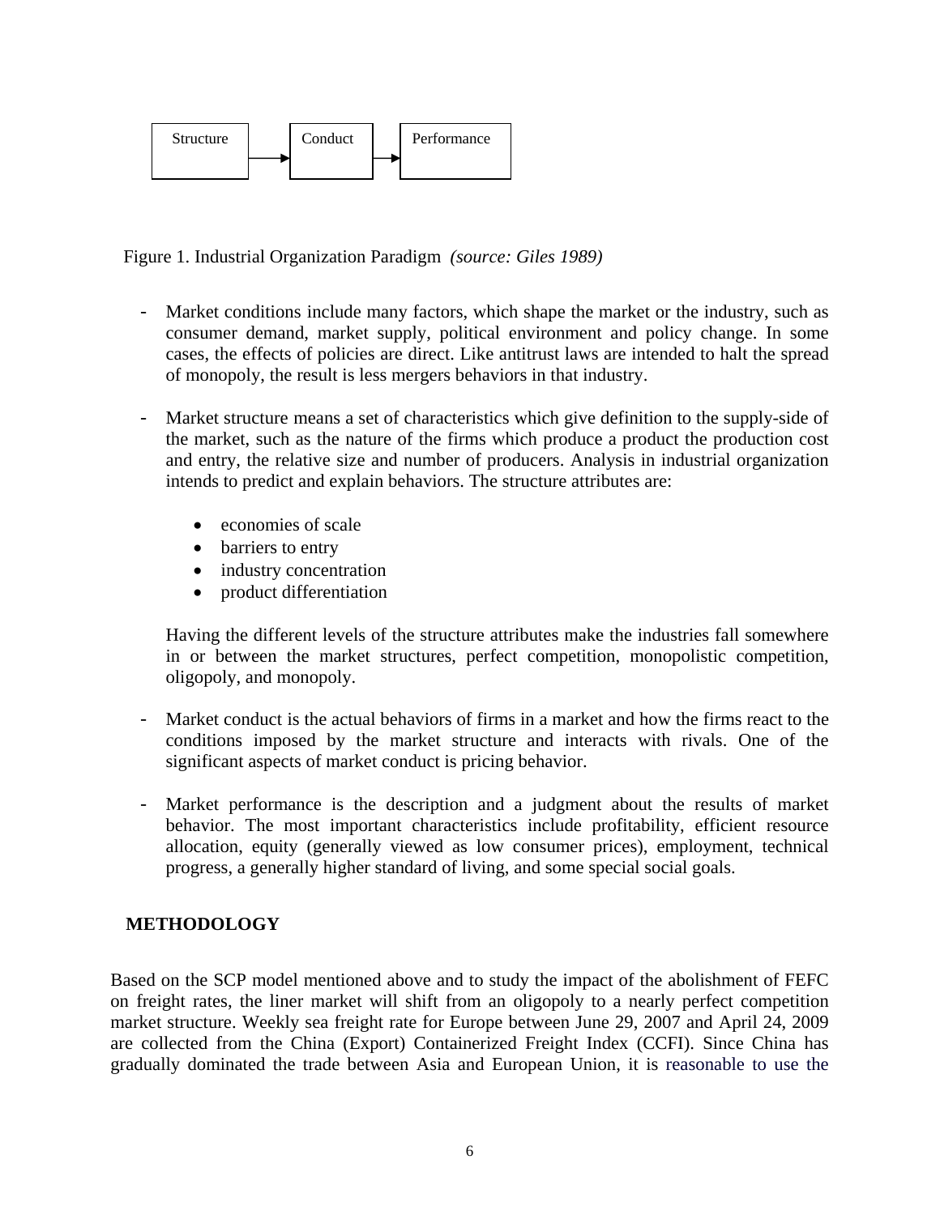Structure → Conduct → Performance

Figure 1. Industrial Organization Paradigm *(source: Giles 1989)*

- Market conditions include many factors, which shape the market or the industry, such as consumer demand, market supply, political environment and policy change. In some cases, the effects of policies are direct. Like antitrust laws are intended to halt the spread of monopoly, the result is less mergers behaviors in that industry.

- Market structure means a set of characteristics which give definition to the supply-side of the market, such as the nature of the firms which produce a product the production cost and entry, the relative size and number of producers. Analysis in industrial organization intends to predict and explain behaviors. The structure attributes are:

  - economies of scale
  - barriers to entry
  - industry concentration
  - product differentiation

  Having the different levels of the structure attributes make the industries fall somewhere in or between the market structures, perfect competition, monopolistic competition, oligopoly, and monopoly.

- Market conduct is the actual behaviors of firms in a market and how the firms react to the conditions imposed by the market structure and interacts with rivals. One of the significant aspects of market conduct is pricing behavior.

- Market performance is the description and a judgment about the results of market behavior. The most important characteristics include profitability, efficient resource allocation, equity (generally viewed as low consumer prices), employment, technical progress, a generally higher standard of living, and some special social goals.

## METHODOLOGY

Based on the SCP model mentioned above and to study the impact of the abolishment of FEFC on freight rates, the liner market will shift from an oligopoly to a nearly perfect competition market structure. Weekly sea freight rate for Europe between June 29, 2007 and April 24, 2009 are collected from the China (Export) Containerized Freight Index (CCFI). Since China has gradually dominated the trade between Asia and European Union, it is reasonable to use the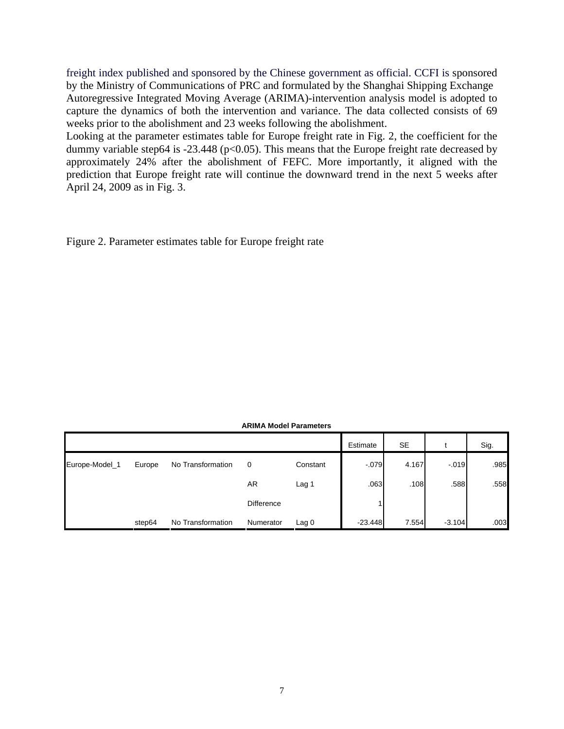freight index published and sponsored by the Chinese government as official. CCFI is sponsored by the Ministry of Communications of PRC and formulated by the Shanghai Shipping Exchange Autoregressive Integrated Moving Average (ARIMA)-intervention analysis model is adopted to capture the dynamics of both the intervention and variance. The data collected consists of 69 weeks prior to the abolishment and 23 weeks following the abolishment.

Looking at the parameter estimates table for Europe freight rate in Fig. 2, the coefficient for the dummy variable step64 is -23.448 ($p<0.05$). This means that the Europe freight rate decreased by approximately 24% after the abolishment of FEFC. More importantly, it aligned with the prediction that Europe freight rate will continue the downward trend in the next 5 weeks after April 24, 2009 as in Fig. 3.

Figure 2. Parameter estimates table for Europe freight rate

**ARIMA Model Parameters**

| | | | | | Estimate | SE | t | Sig. |
|---|---|---|---|---|---|---|---|---|
| Europe-Model_1 | Europe | No Transformation | 0 | Constant | -.079 | 4.167 | -.019 | .985 |
| | | | AR | Lag 1 | .063 | .108 | .588 | .558 |
| | | | Difference | | 1 | | | |
| | step64 | No Transformation | Numerator | Lag 0 | -23.448 | 7.554 | -3.104 | .003 |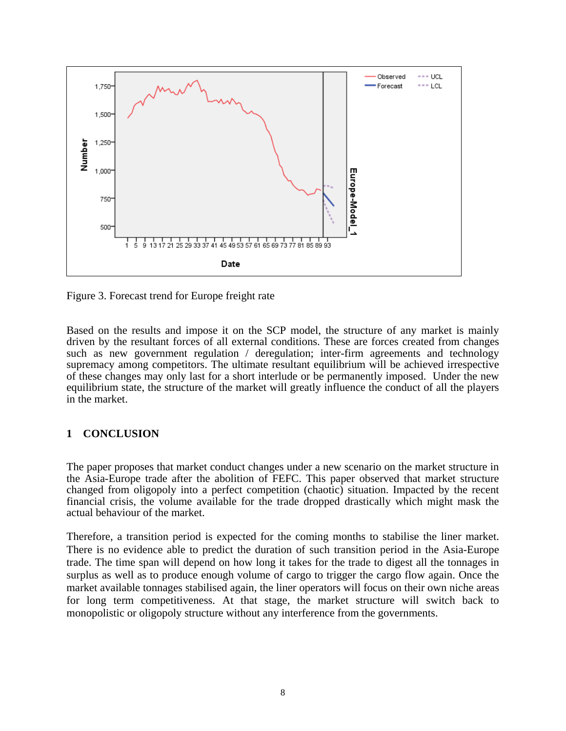Observed
Forecast
UCL
LCL

1,750
1,500
1,250
1,000
750
500

Number

1 5 9 13 17 21 25 29 33 37 41 45 49 53 57 61 65 69 73 77 81 85 89 93

Date

Europe-Model_1

Figure 3. Forecast trend for Europe freight rate

Based on the results and impose it on the SCP model, the structure of any market is mainly driven by the resultant forces of all external conditions. These are forces created from changes such as new government regulation / deregulation; inter-firm agreements and technology supremacy among competitors. The ultimate resultant equilibrium will be achieved irrespective of these changes may only last for a short interlude or be permanently imposed. Under the new equilibrium state, the structure of the market will greatly influence the conduct of all the players in the market.

## 1 CONCLUSION

The paper proposes that market conduct changes under a new scenario on the market structure in the Asia-Europe trade after the abolition of FEFC. This paper observed that market structure changed from oligopoly into a perfect competition (chaotic) situation. Impacted by the recent financial crisis, the volume available for the trade dropped drastically which might mask the actual behaviour of the market.

Therefore, a transition period is expected for the coming months to stabilise the liner market. There is no evidence able to predict the duration of such transition period in the Asia-Europe trade. The time span will depend on how long it takes for the trade to digest all the tonnages in surplus as well as to produce enough volume of cargo to trigger the cargo flow again. Once the market available tonnages stabilised again, the liner operators will focus on their own niche areas for long term competitiveness. At that stage, the market structure will switch back to monopolistic or oligopoly structure without any interference from the governments.